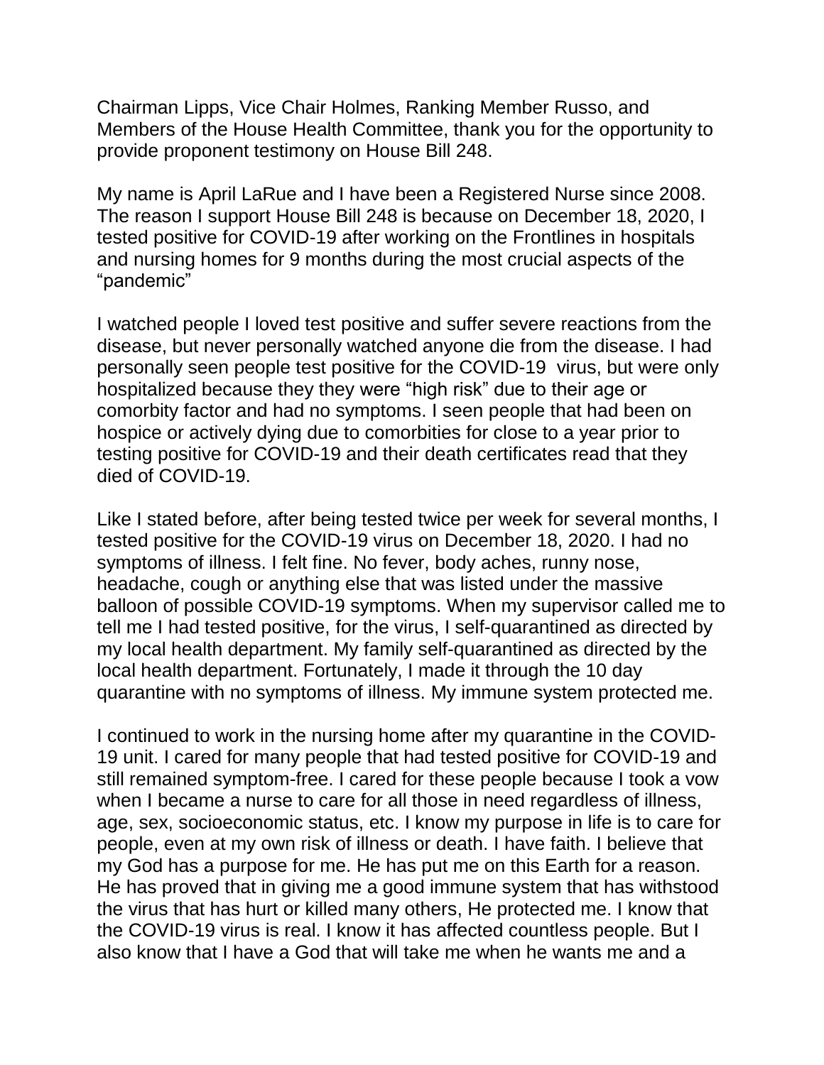Chairman Lipps, Vice Chair Holmes, Ranking Member Russo, and Members of the House Health Committee, thank you for the opportunity to provide proponent testimony on House Bill 248.

My name is April LaRue and I have been a Registered Nurse since 2008. The reason I support House Bill 248 is because on December 18, 2020, I tested positive for COVID-19 after working on the Frontlines in hospitals and nursing homes for 9 months during the most crucial aspects of the "pandemic"

I watched people I loved test positive and suffer severe reactions from the disease, but never personally watched anyone die from the disease. I had personally seen people test positive for the COVID-19 virus, but were only hospitalized because they they were "high risk" due to their age or comorbity factor and had no symptoms. I seen people that had been on hospice or actively dying due to comorbities for close to a year prior to testing positive for COVID-19 and their death certificates read that they died of COVID-19.

Like I stated before, after being tested twice per week for several months, I tested positive for the COVID-19 virus on December 18, 2020. I had no symptoms of illness. I felt fine. No fever, body aches, runny nose, headache, cough or anything else that was listed under the massive balloon of possible COVID-19 symptoms. When my supervisor called me to tell me I had tested positive, for the virus, I self-quarantined as directed by my local health department. My family self-quarantined as directed by the local health department. Fortunately, I made it through the 10 day quarantine with no symptoms of illness. My immune system protected me.

I continued to work in the nursing home after my quarantine in the COVID-19 unit. I cared for many people that had tested positive for COVID-19 and still remained symptom-free. I cared for these people because I took a vow when I became a nurse to care for all those in need regardless of illness, age, sex, socioeconomic status, etc. I know my purpose in life is to care for people, even at my own risk of illness or death. I have faith. I believe that my God has a purpose for me. He has put me on this Earth for a reason. He has proved that in giving me a good immune system that has withstood the virus that has hurt or killed many others, He protected me. I know that the COVID-19 virus is real. I know it has affected countless people. But I also know that I have a God that will take me when he wants me and a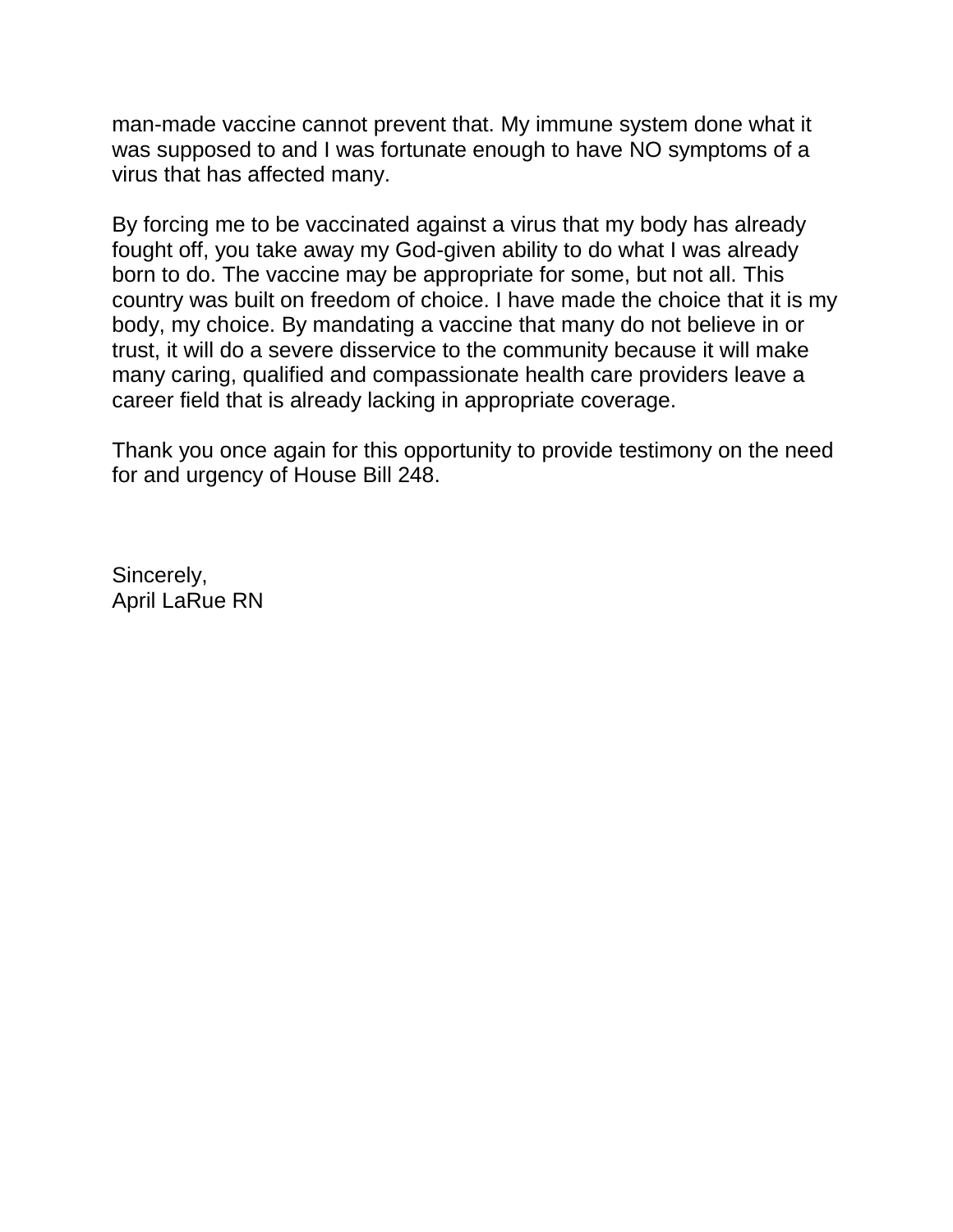man-made vaccine cannot prevent that. My immune system done what it was supposed to and I was fortunate enough to have NO symptoms of a virus that has affected many.

By forcing me to be vaccinated against a virus that my body has already fought off, you take away my God-given ability to do what I was already born to do. The vaccine may be appropriate for some, but not all. This country was built on freedom of choice. I have made the choice that it is my body, my choice. By mandating a vaccine that many do not believe in or trust, it will do a severe disservice to the community because it will make many caring, qualified and compassionate health care providers leave a career field that is already lacking in appropriate coverage.

Thank you once again for this opportunity to provide testimony on the need for and urgency of House Bill 248.

Sincerely,
April LaRue RN